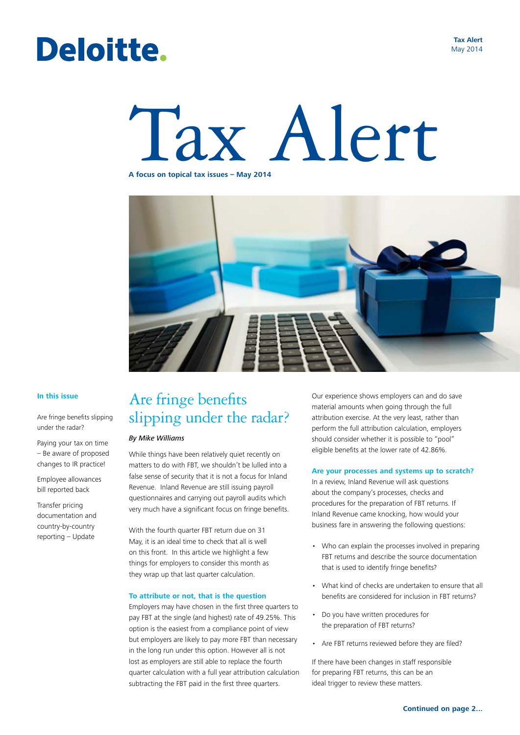Deloitte.

Tax Alert
May 2014

# Tax Alert

**A focus on topical tax issues – May 2014**

**In this issue**

Are fringe benefits slipping under the radar?

Paying your tax on time – Be aware of proposed changes to IR practice!

Employee allowances bill reported back

Transfer pricing documentation and country-by-country reporting – Update

## Are fringe benefits slipping under the radar?

*By Mike Williams*

While things have been relatively quiet recently on matters to do with FBT, we shouldn't be lulled into a false sense of security that it is not a focus for Inland Revenue. Inland Revenue are still issuing payroll questionnaires and carrying out payroll audits which very much have a significant focus on fringe benefits.

With the fourth quarter FBT return due on 31 May, it is an ideal time to check that all is well on this front. In this article we highlight a few things for employers to consider this month as they wrap up that last quarter calculation.

### To attribute or not, that is the question

Employers may have chosen in the first three quarters to pay FBT at the single (and highest) rate of 49.25%. This option is the easiest from a compliance point of view but employers are likely to pay more FBT than necessary in the long run under this option. However all is not lost as employers are still able to replace the fourth quarter calculation with a full year attribution calculation subtracting the FBT paid in the first three quarters.

Our experience shows employers can and do save material amounts when going through the full attribution exercise. At the very least, rather than perform the full attribution calculation, employers should consider whether it is possible to "pool" eligible benefits at the lower rate of 42.86%.

### Are your processes and systems up to scratch?

In a review, Inland Revenue will ask questions about the company's processes, checks and procedures for the preparation of FBT returns. If Inland Revenue came knocking, how would your business fare in answering the following questions:

- Who can explain the processes involved in preparing FBT returns and describe the source documentation that is used to identify fringe benefits?
- What kind of checks are undertaken to ensure that all benefits are considered for inclusion in FBT returns?
- Do you have written procedures for the preparation of FBT returns?
- Are FBT returns reviewed before they are filed?

If there have been changes in staff responsible for preparing FBT returns, this can be an ideal trigger to review these matters.

**Continued on page 2...**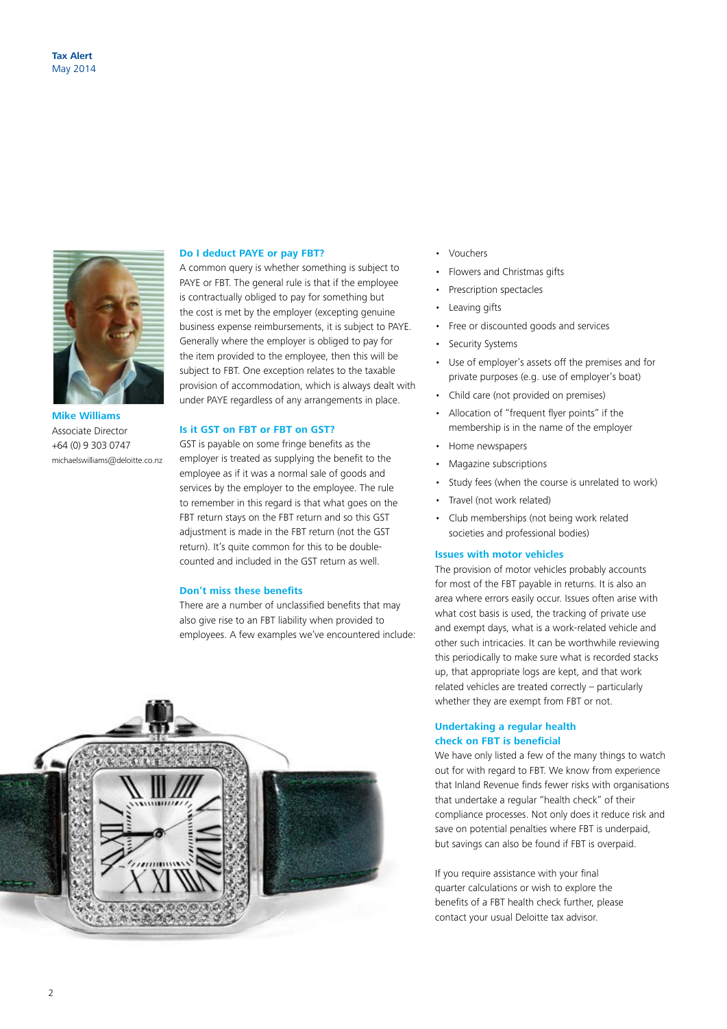Mike Williams
Associate Director
+64 (0) 9 303 0747
michaelswilliams@deloitte.co.nz

### Do I deduct PAYE or pay FBT?

A common query is whether something is subject to PAYE or FBT. The general rule is that if the employee is contractually obliged to pay for something but the cost is met by the employer (excepting genuine business expense reimbursements, it is subject to PAYE. Generally where the employer is obliged to pay for the item provided to the employee, then this will be subject to FBT. One exception relates to the taxable provision of accommodation, which is always dealt with under PAYE regardless of any arrangements in place.

### Is it GST on FBT or FBT on GST?

GST is payable on some fringe benefits as the employer is treated as supplying the benefit to the employee as if it was a normal sale of goods and services by the employer to the employee. The rule to remember in this regard is that what goes on the FBT return stays on the FBT return and so this GST adjustment is made in the FBT return (not the GST return). It's quite common for this to be double-counted and included in the GST return as well.

### Don't miss these benefits

There are a number of unclassified benefits that may also give rise to an FBT liability when provided to employees. A few examples we've encountered include:

- Vouchers
- Flowers and Christmas gifts
- Prescription spectacles
- Leaving gifts
- Free or discounted goods and services
- Security Systems
- Use of employer's assets off the premises and for private purposes (e.g. use of employer's boat)
- Child care (not provided on premises)
- Allocation of "frequent flyer points" if the membership is in the name of the employer
- Home newspapers
- Magazine subscriptions
- Study fees (when the course is unrelated to work)
- Travel (not work related)
- Club memberships (not being work related societies and professional bodies)

### Issues with motor vehicles

The provision of motor vehicles probably accounts for most of the FBT payable in returns. It is also an area where errors easily occur. Issues often arise with what cost basis is used, the tracking of private use and exempt days, what is a work-related vehicle and other such intricacies. It can be worthwhile reviewing this periodically to make sure what is recorded stacks up, that appropriate logs are kept, and that work related vehicles are treated correctly – particularly whether they are exempt from FBT or not.

### Undertaking a regular health check on FBT is beneficial

We have only listed a few of the many things to watch out for with regard to FBT. We know from experience that Inland Revenue finds fewer risks with organisations that undertake a regular "health check" of their compliance processes. Not only does it reduce risk and save on potential penalties where FBT is underpaid, but savings can also be found if FBT is overpaid.

If you require assistance with your final quarter calculations or wish to explore the benefits of a FBT health check further, please contact your usual Deloitte tax advisor.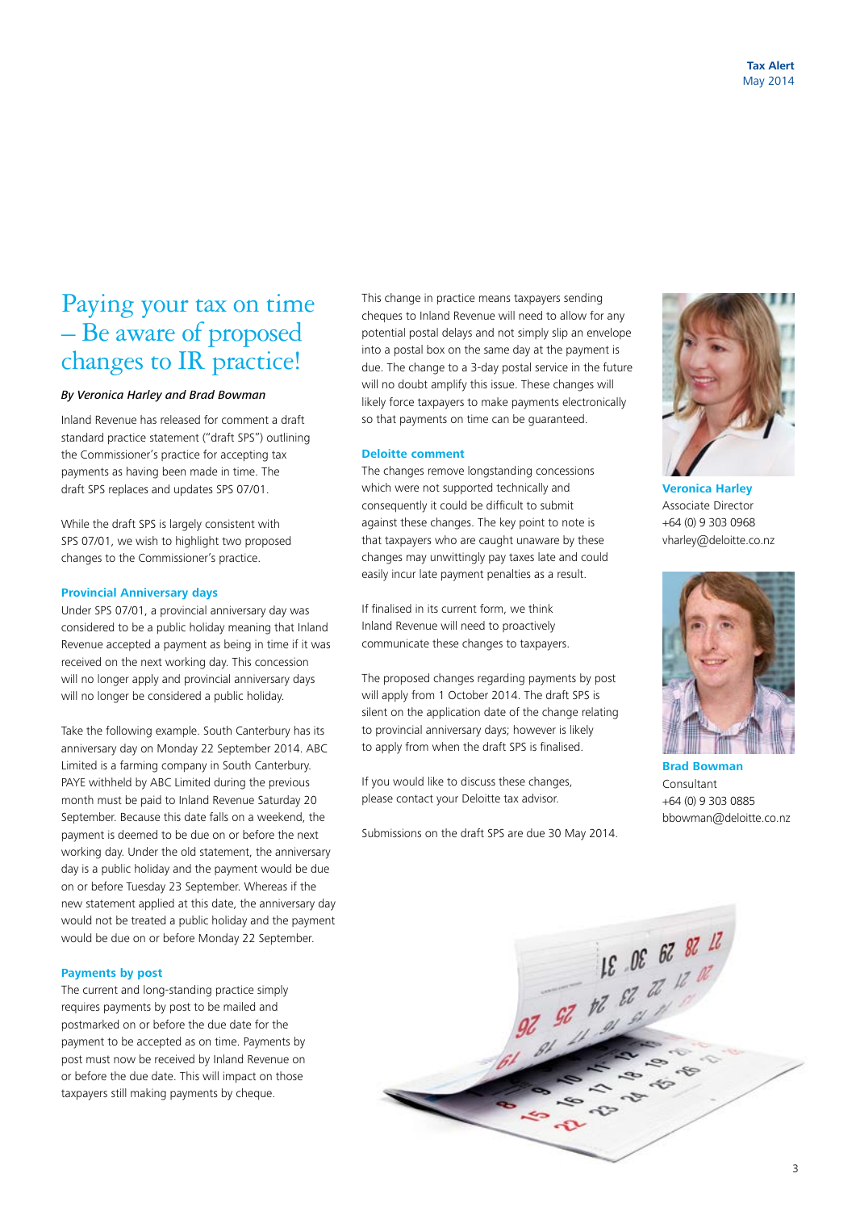# Paying your tax on time – Be aware of proposed changes to IR practice!

*By Veronica Harley and Brad Bowman*

Inland Revenue has released for comment a draft standard practice statement ("draft SPS") outlining the Commissioner's practice for accepting tax payments as having been made in time. The draft SPS replaces and updates SPS 07/01.

While the draft SPS is largely consistent with SPS 07/01, we wish to highlight two proposed changes to the Commissioner's practice.

### Provincial Anniversary days

Under SPS 07/01, a provincial anniversary day was considered to be a public holiday meaning that Inland Revenue accepted a payment as being in time if it was received on the next working day. This concession will no longer apply and provincial anniversary days will no longer be considered a public holiday.

Take the following example. South Canterbury has its anniversary day on Monday 22 September 2014. ABC Limited is a farming company in South Canterbury. PAYE withheld by ABC Limited during the previous month must be paid to Inland Revenue Saturday 20 September. Because this date falls on a weekend, the payment is deemed to be due on or before the next working day. Under the old statement, the anniversary day is a public holiday and the payment would be due on or before Tuesday 23 September. Whereas if the new statement applied at this date, the anniversary day would not be treated a public holiday and the payment would be due on or before Monday 22 September.

### Payments by post

The current and long-standing practice simply requires payments by post to be mailed and postmarked on or before the due date for the payment to be accepted as on time. Payments by post must now be received by Inland Revenue on or before the due date. This will impact on those taxpayers still making payments by cheque.

This change in practice means taxpayers sending cheques to Inland Revenue will need to allow for any potential postal delays and not simply slip an envelope into a postal box on the same day at the payment is due. The change to a 3-day postal service in the future will no doubt amplify this issue. These changes will likely force taxpayers to make payments electronically so that payments on time can be guaranteed.

### Deloitte comment

The changes remove longstanding concessions which were not supported technically and consequently it could be difficult to submit against these changes. The key point to note is that taxpayers who are caught unaware by these changes may unwittingly pay taxes late and could easily incur late payment penalties as a result.

If finalised in its current form, we think Inland Revenue will need to proactively communicate these changes to taxpayers.

The proposed changes regarding payments by post will apply from 1 October 2014. The draft SPS is silent on the application date of the change relating to provincial anniversary days; however is likely to apply from when the draft SPS is finalised.

If you would like to discuss these changes, please contact your Deloitte tax advisor.

Submissions on the draft SPS are due 30 May 2014.

**Veronica Harley**
Associate Director
+64 (0) 9 303 0968
vharley@deloitte.co.nz

**Brad Bowman**
Consultant
+64 (0) 9 303 0885
bbowman@deloitte.co.nz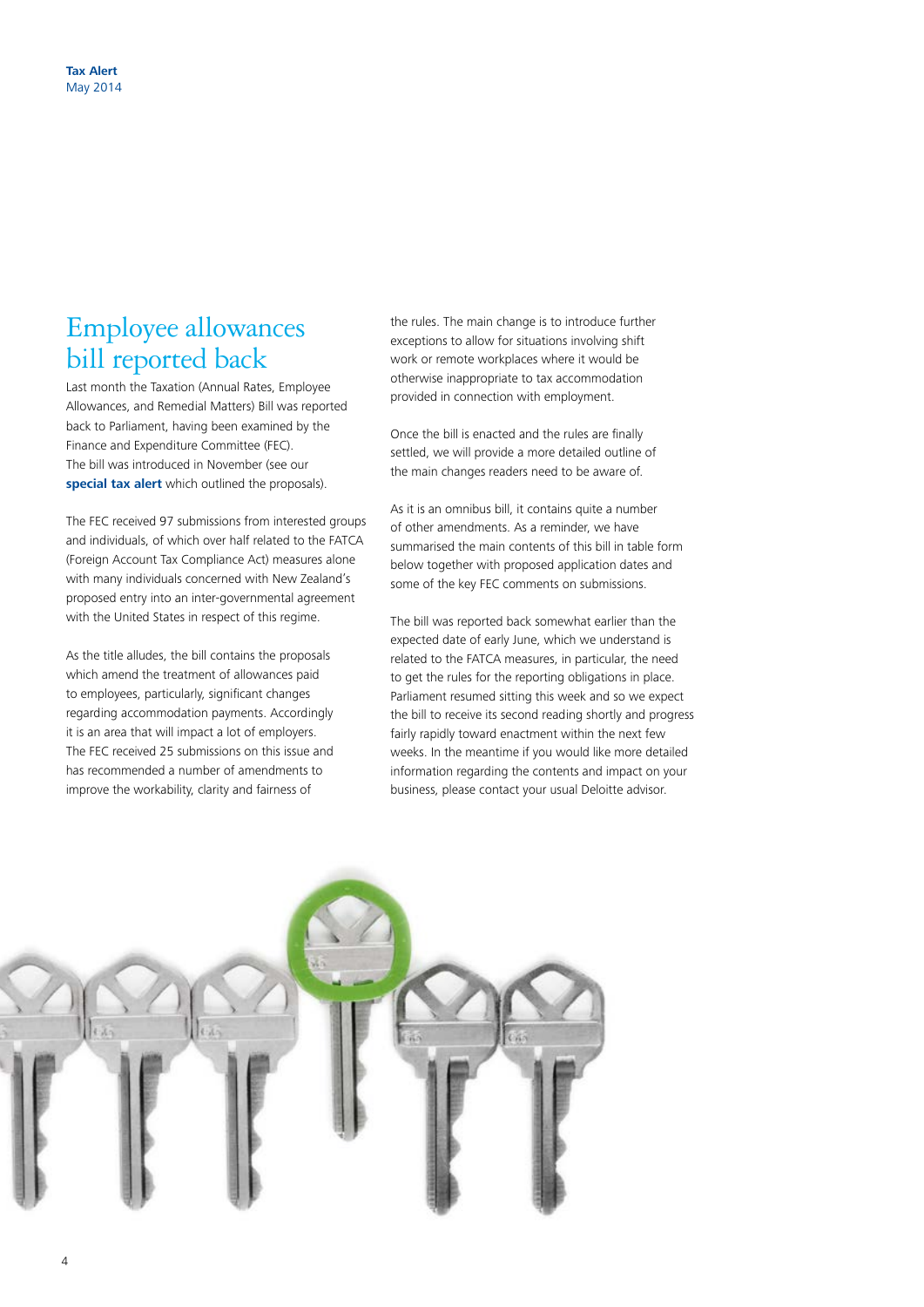# Employee allowances bill reported back

Last month the Taxation (Annual Rates, Employee Allowances, and Remedial Matters) Bill was reported back to Parliament, having been examined by the Finance and Expenditure Committee (FEC). The bill was introduced in November (see our **special tax alert** which outlined the proposals).

The FEC received 97 submissions from interested groups and individuals, of which over half related to the FATCA (Foreign Account Tax Compliance Act) measures alone with many individuals concerned with New Zealand's proposed entry into an inter-governmental agreement with the United States in respect of this regime.

As the title alludes, the bill contains the proposals which amend the treatment of allowances paid to employees, particularly, significant changes regarding accommodation payments. Accordingly it is an area that will impact a lot of employers. The FEC received 25 submissions on this issue and has recommended a number of amendments to improve the workability, clarity and fairness of the rules. The main change is to introduce further exceptions to allow for situations involving shift work or remote workplaces where it would be otherwise inappropriate to tax accommodation provided in connection with employment.

Once the bill is enacted and the rules are finally settled, we will provide a more detailed outline of the main changes readers need to be aware of.

As it is an omnibus bill, it contains quite a number of other amendments. As a reminder, we have summarised the main contents of this bill in table form below together with proposed application dates and some of the key FEC comments on submissions.

The bill was reported back somewhat earlier than the expected date of early June, which we understand is related to the FATCA measures, in particular, the need to get the rules for the reporting obligations in place. Parliament resumed sitting this week and so we expect the bill to receive its second reading shortly and progress fairly rapidly toward enactment within the next few weeks. In the meantime if you would like more detailed information regarding the contents and impact on your business, please contact your usual Deloitte advisor.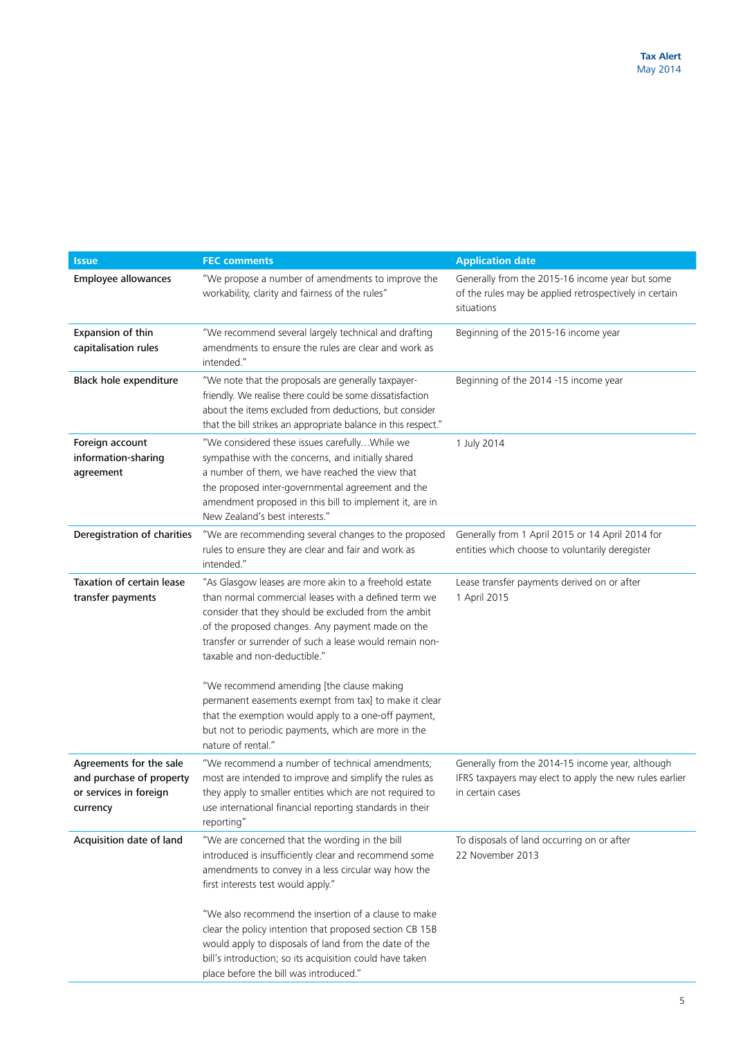| Issue | FEC comments | Application date |
|---|---|---|
| Employee allowances | "We propose a number of amendments to improve the workability, clarity and fairness of the rules" | Generally from the 2015-16 income year but some of the rules may be applied retrospectively in certain situations |
| Expansion of thin capitalisation rules | "We recommend several largely technical and drafting amendments to ensure the rules are clear and work as intended." | Beginning of the 2015-16 income year |
| Black hole expenditure | "We note that the proposals are generally taxpayer-friendly. We realise there could be some dissatisfaction about the items excluded from deductions, but consider that the bill strikes an appropriate balance in this respect." | Beginning of the 2014 -15 income year |
| Foreign account information-sharing agreement | "We considered these issues carefully…While we sympathise with the concerns, and initially shared a number of them, we have reached the view that the proposed inter-governmental agreement and the amendment proposed in this bill to implement it, are in New Zealand's best interests." | 1 July 2014 |
| Deregistration of charities | "We are recommending several changes to the proposed rules to ensure they are clear and fair and work as intended." | Generally from 1 April 2015 or 14 April 2014 for entities which choose to voluntarily deregister |
| Taxation of certain lease transfer payments | "As Glasgow leases are more akin to a freehold estate than normal commercial leases with a defined term we consider that they should be excluded from the ambit of the proposed changes. Any payment made on the transfer or surrender of such a lease would remain non-taxable and non-deductible."<br><br>"We recommend amending [the clause making permanent easements exempt from tax] to make it clear that the exemption would apply to a one-off payment, but not to periodic payments, which are more in the nature of rental." | Lease transfer payments derived on or after 1 April 2015 |
| Agreements for the sale and purchase of property or services in foreign currency | "We recommend a number of technical amendments; most are intended to improve and simplify the rules as they apply to smaller entities which are not required to use international financial reporting standards in their reporting" | Generally from the 2014-15 income year, although IFRS taxpayers may elect to apply the new rules earlier in certain cases |
| Acquisition date of land | "We are concerned that the wording in the bill introduced is insufficiently clear and recommend some amendments to convey in a less circular way how the first interests test would apply."<br><br>"We also recommend the insertion of a clause to make clear the policy intention that proposed section CB 15B would apply to disposals of land from the date of the bill's introduction; so its acquisition could have taken place before the bill was introduced." | To disposals of land occurring on or after 22 November 2013 |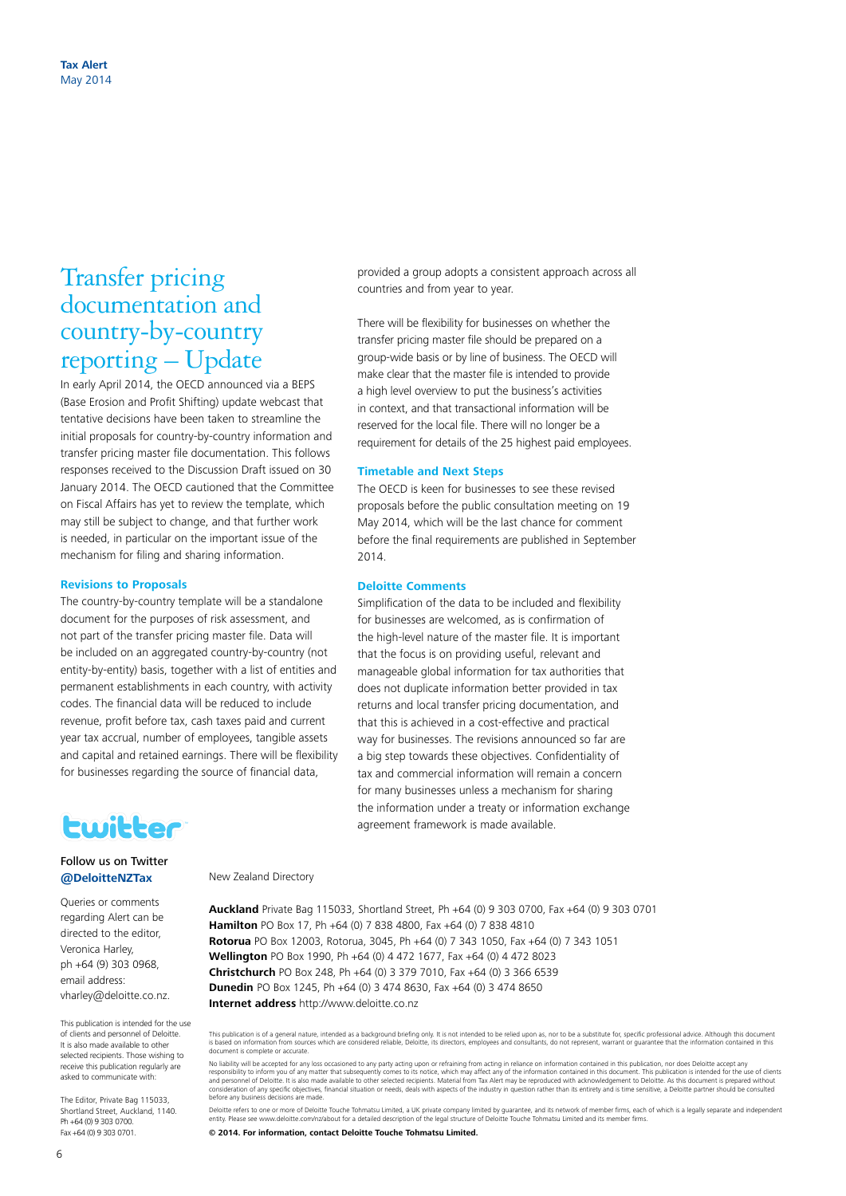# Transfer pricing documentation and country-by-country reporting – Update

In early April 2014, the OECD announced via a BEPS (Base Erosion and Profit Shifting) update webcast that tentative decisions have been taken to streamline the initial proposals for country-by-country information and transfer pricing master file documentation. This follows responses received to the Discussion Draft issued on 30 January 2014. The OECD cautioned that the Committee on Fiscal Affairs has yet to review the template, which may still be subject to change, and that further work is needed, in particular on the important issue of the mechanism for filing and sharing information.

### Revisions to Proposals

The country-by-country template will be a standalone document for the purposes of risk assessment, and not part of the transfer pricing master file. Data will be included on an aggregated country-by-country (not entity-by-entity) basis, together with a list of entities and permanent establishments in each country, with activity codes. The financial data will be reduced to include revenue, profit before tax, cash taxes paid and current year tax accrual, number of employees, tangible assets and capital and retained earnings. There will be flexibility for businesses regarding the source of financial data, provided a group adopts a consistent approach across all countries and from year to year.

There will be flexibility for businesses on whether the transfer pricing master file should be prepared on a group-wide basis or by line of business. The OECD will make clear that the master file is intended to provide a high level overview to put the business's activities in context, and that transactional information will be reserved for the local file. There will no longer be a requirement for details of the 25 highest paid employees.

### Timetable and Next Steps

The OECD is keen for businesses to see these revised proposals before the public consultation meeting on 19 May 2014, which will be the last chance for comment before the final requirements are published in September 2014.

### Deloitte Comments

Simplification of the data to be included and flexibility for businesses are welcomed, as is confirmation of the high-level nature of the master file. It is important that the focus is on providing useful, relevant and manageable global information for tax authorities that does not duplicate information better provided in tax returns and local transfer pricing documentation, and that this is achieved in a cost-effective and practical way for businesses. The revisions announced so far are a big step towards these objectives. Confidentiality of tax and commercial information will remain a concern for many businesses unless a mechanism for sharing the information under a treaty or information exchange agreement framework is made available.

twitter

Follow us on Twitter
**@DeloitteNZTax**

Queries or comments regarding Alert can be directed to the editor, Veronica Harley, ph +64 (9) 303 0968, email address: vharley@deloitte.co.nz.

This publication is intended for the use of clients and personnel of Deloitte. It is also made available to other selected recipients. Those wishing to receive this publication regularly are asked to communicate with:

The Editor, Private Bag 115033, Shortland Street, Auckland, 1140. Ph +64 (0) 9 303 0700. Fax +64 (0) 9 303 0701.

New Zealand Directory

**Auckland** Private Bag 115033, Shortland Street, Ph +64 (0) 9 303 0700, Fax +64 (0) 9 303 0701
**Hamilton** PO Box 17, Ph +64 (0) 7 838 4800, Fax +64 (0) 7 838 4810
**Rotorua** PO Box 12003, Rotorua, 3045, Ph +64 (0) 7 343 1050, Fax +64 (0) 7 343 1051
**Wellington** PO Box 1990, Ph +64 (0) 4 472 1677, Fax +64 (0) 4 472 8023
**Christchurch** PO Box 248, Ph +64 (0) 3 379 7010, Fax +64 (0) 3 366 6539
**Dunedin** PO Box 1245, Ph +64 (0) 3 474 8630, Fax +64 (0) 3 474 8650
**Internet address** http://www.deloitte.co.nz

This publication is of a general nature, intended as a background briefing only. It is not intended to be relied upon as, nor to be a substitute for, specific professional advice. Although this document is based on information from sources which are considered reliable, Deloitte, its directors, employees and consultants, do not represent, warrant or guarantee that the information contained in this document is complete or accurate.

No liability will be accepted for any loss occasioned to any party acting upon or refraining from acting in reliance on information contained in this publication, nor does Deloitte accept any responsibility to inform you of any matter that subsequently comes to its notice, which may affect any of the information contained in this document. This publication is intended for the use of clients and personnel of Deloitte. It is also made available to other selected recipients. Material from Tax Alert may be reproduced with acknowledgement to Deloitte. As this document is prepared without consideration of any specific objectives, financial situation or needs, deals with aspects of the industry in question rather than its entirety and is time sensitive, a Deloitte partner should be consulted before any business decisions are made.

Deloitte refers to one or more of Deloitte Touche Tohmatsu Limited, a UK private company limited by guarantee, and its network of member firms, each of which is a legally separate and independent entity. Please see www.deloitte.com/nz/about for a detailed description of the legal structure of Deloitte Touche Tohmatsu Limited and its member firms.

**© 2014. For information, contact Deloitte Touche Tohmatsu Limited.**